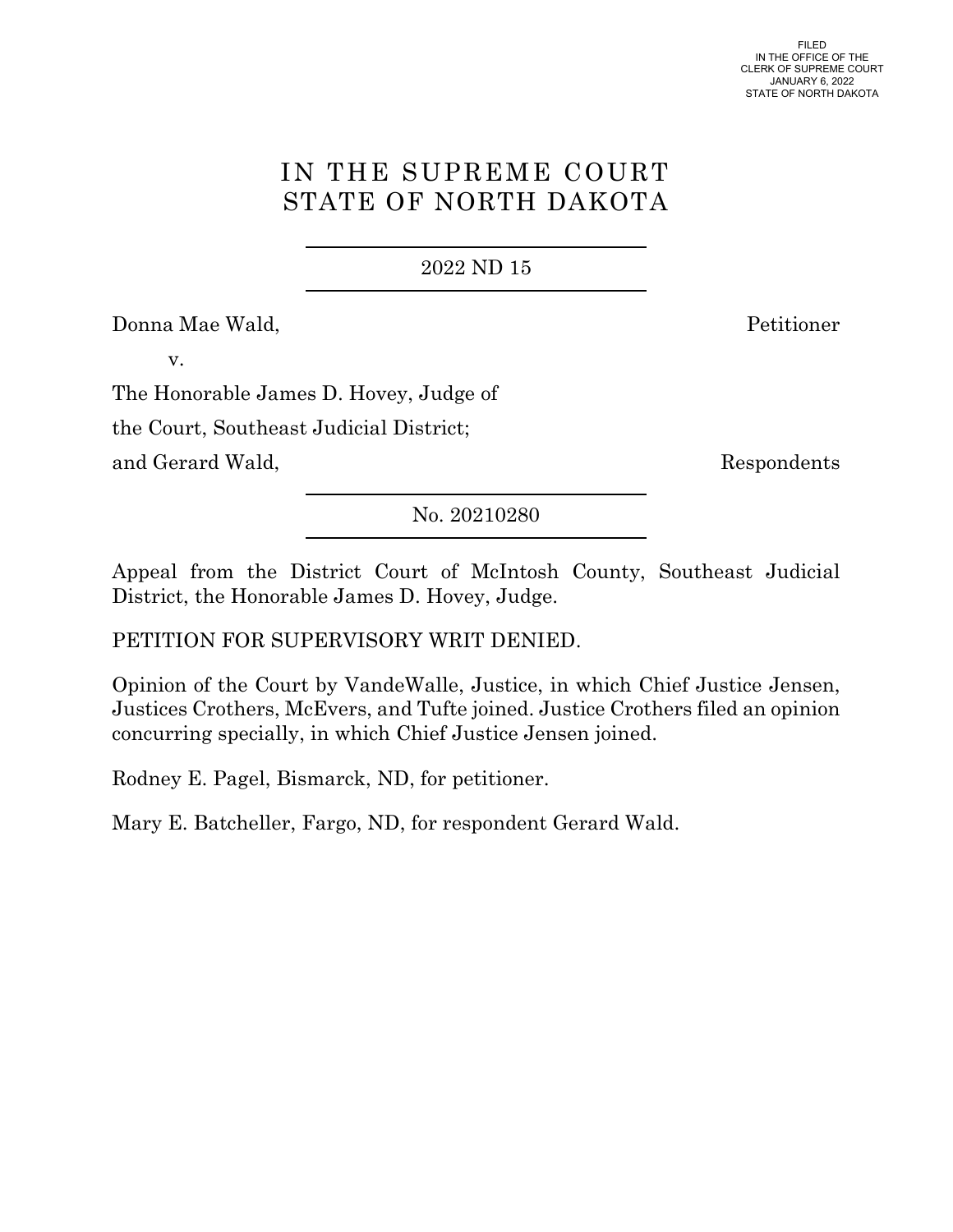FILED
IN THE OFFICE OF THE
CLERK OF SUPREME COURT
JANUARY 6, 2022
STATE OF NORTH DAKOTA

# IN THE SUPREME COURT
# STATE OF NORTH DAKOTA

2022 ND 15

Donna Mae Wald, Petitioner

v.

The Honorable James D. Hovey, Judge of the Court, Southeast Judicial District; and Gerard Wald, Respondents

No. 20210280

Appeal from the District Court of McIntosh County, Southeast Judicial District, the Honorable James D. Hovey, Judge.

PETITION FOR SUPERVISORY WRIT DENIED.

Opinion of the Court by VandeWalle, Justice, in which Chief Justice Jensen, Justices Crothers, McEvers, and Tufte joined. Justice Crothers filed an opinion concurring specially, in which Chief Justice Jensen joined.

Rodney E. Pagel, Bismarck, ND, for petitioner.

Mary E. Batcheller, Fargo, ND, for respondent Gerard Wald.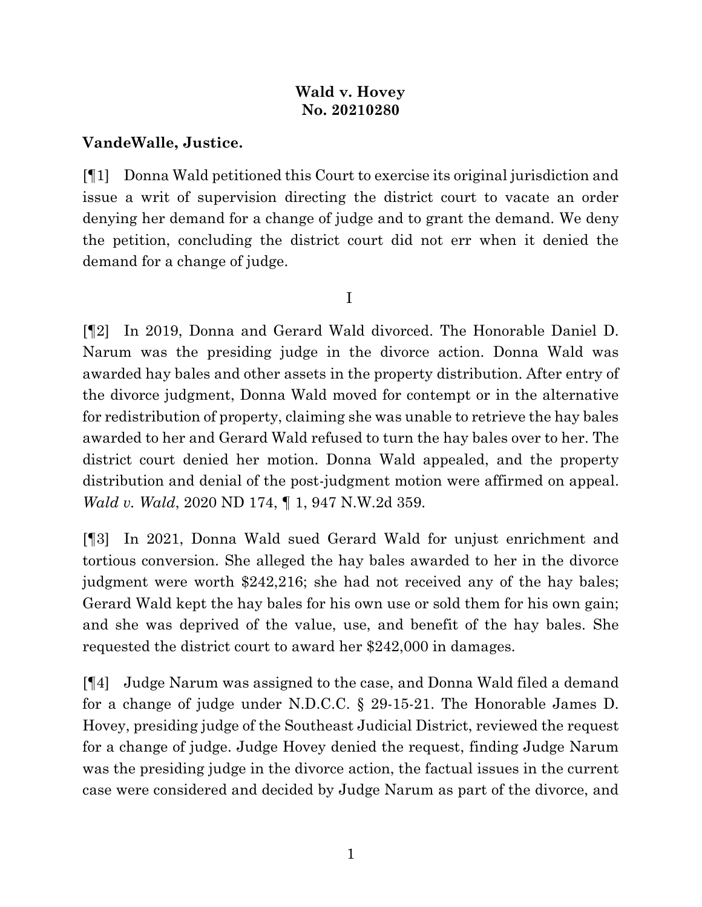**Wald v. Hovey**
**No. 20210280**

**VandeWalle, Justice.**

[¶1] Donna Wald petitioned this Court to exercise its original jurisdiction and issue a writ of supervision directing the district court to vacate an order denying her demand for a change of judge and to grant the demand. We deny the petition, concluding the district court did not err when it denied the demand for a change of judge.

I

[¶2] In 2019, Donna and Gerard Wald divorced. The Honorable Daniel D. Narum was the presiding judge in the divorce action. Donna Wald was awarded hay bales and other assets in the property distribution. After entry of the divorce judgment, Donna Wald moved for contempt or in the alternative for redistribution of property, claiming she was unable to retrieve the hay bales awarded to her and Gerard Wald refused to turn the hay bales over to her. The district court denied her motion. Donna Wald appealed, and the property distribution and denial of the post-judgment motion were affirmed on appeal. *Wald v. Wald*, 2020 ND 174, ¶ 1, 947 N.W.2d 359.

[¶3] In 2021, Donna Wald sued Gerard Wald for unjust enrichment and tortious conversion. She alleged the hay bales awarded to her in the divorce judgment were worth $242,216; she had not received any of the hay bales; Gerard Wald kept the hay bales for his own use or sold them for his own gain; and she was deprived of the value, use, and benefit of the hay bales. She requested the district court to award her $242,000 in damages.

[¶4] Judge Narum was assigned to the case, and Donna Wald filed a demand for a change of judge under N.D.C.C. § 29-15-21. The Honorable James D. Hovey, presiding judge of the Southeast Judicial District, reviewed the request for a change of judge. Judge Hovey denied the request, finding Judge Narum was the presiding judge in the divorce action, the factual issues in the current case were considered and decided by Judge Narum as part of the divorce, and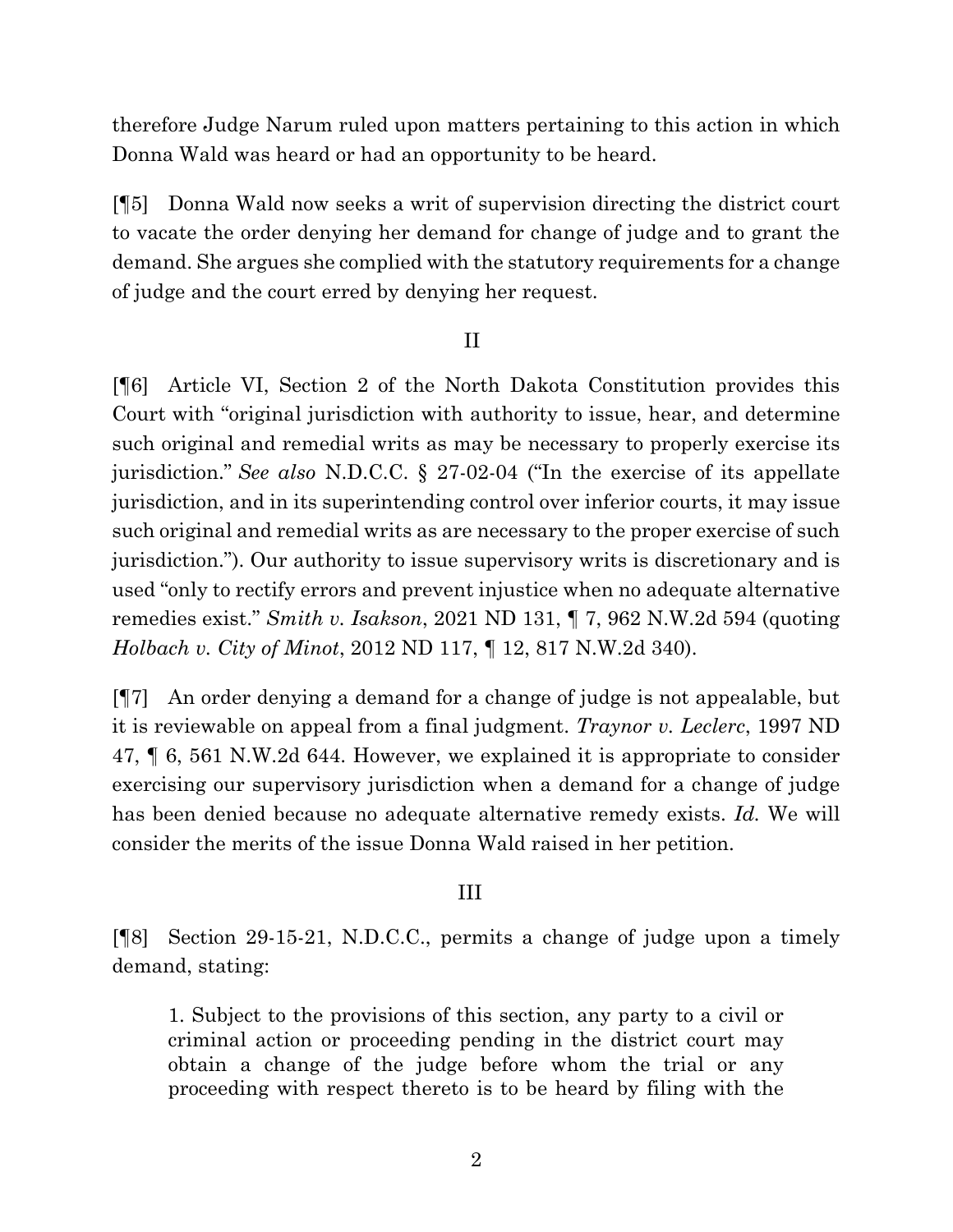therefore Judge Narum ruled upon matters pertaining to this action in which Donna Wald was heard or had an opportunity to be heard.

[¶5] Donna Wald now seeks a writ of supervision directing the district court to vacate the order denying her demand for change of judge and to grant the demand. She argues she complied with the statutory requirements for a change of judge and the court erred by denying her request.

II

[¶6] Article VI, Section 2 of the North Dakota Constitution provides this Court with "original jurisdiction with authority to issue, hear, and determine such original and remedial writs as may be necessary to properly exercise its jurisdiction." *See also* N.D.C.C. § 27-02-04 ("In the exercise of its appellate jurisdiction, and in its superintending control over inferior courts, it may issue such original and remedial writs as are necessary to the proper exercise of such jurisdiction."). Our authority to issue supervisory writs is discretionary and is used "only to rectify errors and prevent injustice when no adequate alternative remedies exist." *Smith v. Isakson*, 2021 ND 131, ¶ 7, 962 N.W.2d 594 (quoting *Holbach v. City of Minot*, 2012 ND 117, ¶ 12, 817 N.W.2d 340).

[¶7] An order denying a demand for a change of judge is not appealable, but it is reviewable on appeal from a final judgment. *Traynor v. Leclerc*, 1997 ND 47, ¶ 6, 561 N.W.2d 644. However, we explained it is appropriate to consider exercising our supervisory jurisdiction when a demand for a change of judge has been denied because no adequate alternative remedy exists. *Id.* We will consider the merits of the issue Donna Wald raised in her petition.

III

[¶8] Section 29-15-21, N.D.C.C., permits a change of judge upon a timely demand, stating:

> 1. Subject to the provisions of this section, any party to a civil or criminal action or proceeding pending in the district court may obtain a change of the judge before whom the trial or any proceeding with respect thereto is to be heard by filing with the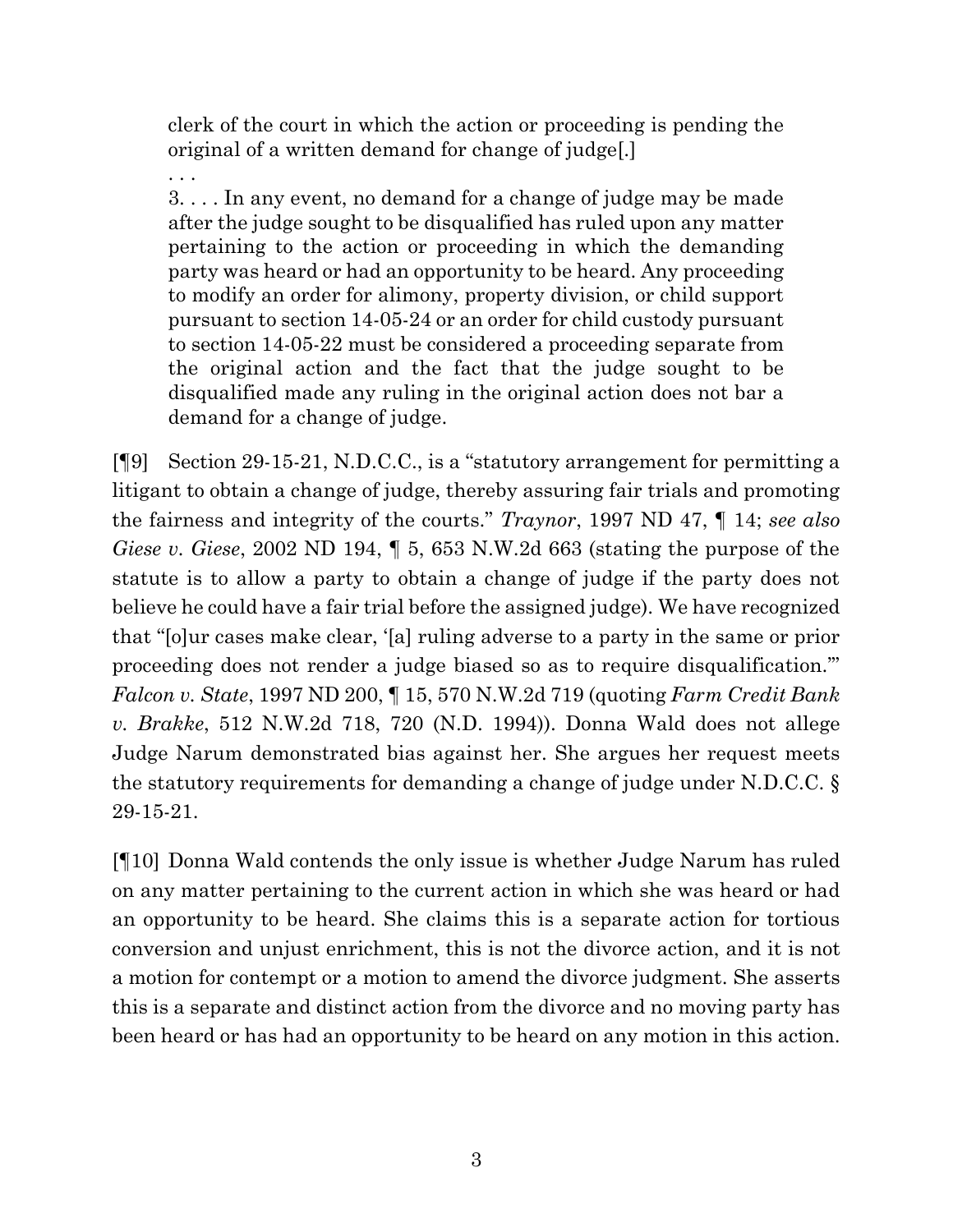> clerk of the court in which the action or proceeding is pending the original of a written demand for change of judge[.]
>
> . . .
>
> 3. . . . In any event, no demand for a change of judge may be made after the judge sought to be disqualified has ruled upon any matter pertaining to the action or proceeding in which the demanding party was heard or had an opportunity to be heard. Any proceeding to modify an order for alimony, property division, or child support pursuant to section 14-05-24 or an order for child custody pursuant to section 14-05-22 must be considered a proceeding separate from the original action and the fact that the judge sought to be disqualified made any ruling in the original action does not bar a demand for a change of judge.

[¶9] Section 29-15-21, N.D.C.C., is a "statutory arrangement for permitting a litigant to obtain a change of judge, thereby assuring fair trials and promoting the fairness and integrity of the courts." *Traynor*, 1997 ND 47, ¶ 14; *see also Giese v. Giese*, 2002 ND 194, ¶ 5, 653 N.W.2d 663 (stating the purpose of the statute is to allow a party to obtain a change of judge if the party does not believe he could have a fair trial before the assigned judge). We have recognized that "[o]ur cases make clear, '[a] ruling adverse to a party in the same or prior proceeding does not render a judge biased so as to require disqualification.'" *Falcon v. State*, 1997 ND 200, ¶ 15, 570 N.W.2d 719 (quoting *Farm Credit Bank v. Brakke*, 512 N.W.2d 718, 720 (N.D. 1994)). Donna Wald does not allege Judge Narum demonstrated bias against her. She argues her request meets the statutory requirements for demanding a change of judge under N.D.C.C. § 29-15-21.

[¶10] Donna Wald contends the only issue is whether Judge Narum has ruled on any matter pertaining to the current action in which she was heard or had an opportunity to be heard. She claims this is a separate action for tortious conversion and unjust enrichment, this is not the divorce action, and it is not a motion for contempt or a motion to amend the divorce judgment. She asserts this is a separate and distinct action from the divorce and no moving party has been heard or has had an opportunity to be heard on any motion in this action.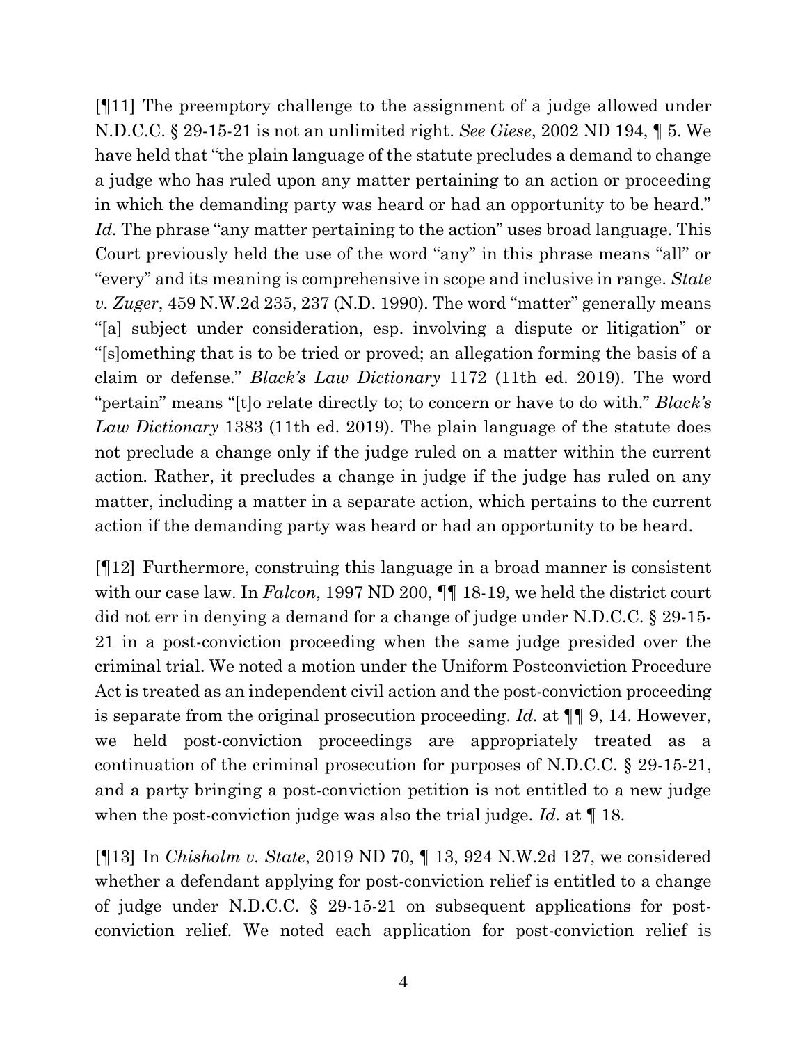[¶11] The preemptory challenge to the assignment of a judge allowed under N.D.C.C. § 29-15-21 is not an unlimited right. *See Giese*, 2002 ND 194, ¶ 5. We have held that "the plain language of the statute precludes a demand to change a judge who has ruled upon any matter pertaining to an action or proceeding in which the demanding party was heard or had an opportunity to be heard." *Id.* The phrase "any matter pertaining to the action" uses broad language. This Court previously held the use of the word "any" in this phrase means "all" or "every" and its meaning is comprehensive in scope and inclusive in range. *State v. Zuger*, 459 N.W.2d 235, 237 (N.D. 1990). The word "matter" generally means "[a] subject under consideration, esp. involving a dispute or litigation" or "[s]omething that is to be tried or proved; an allegation forming the basis of a claim or defense." *Black's Law Dictionary* 1172 (11th ed. 2019). The word "pertain" means "[t]o relate directly to; to concern or have to do with." *Black's Law Dictionary* 1383 (11th ed. 2019). The plain language of the statute does not preclude a change only if the judge ruled on a matter within the current action. Rather, it precludes a change in judge if the judge has ruled on any matter, including a matter in a separate action, which pertains to the current action if the demanding party was heard or had an opportunity to be heard.

[¶12] Furthermore, construing this language in a broad manner is consistent with our case law. In *Falcon*, 1997 ND 200, ¶¶ 18-19, we held the district court did not err in denying a demand for a change of judge under N.D.C.C. § 29-15-21 in a post-conviction proceeding when the same judge presided over the criminal trial. We noted a motion under the Uniform Postconviction Procedure Act is treated as an independent civil action and the post-conviction proceeding is separate from the original prosecution proceeding. *Id.* at ¶¶ 9, 14. However, we held post-conviction proceedings are appropriately treated as a continuation of the criminal prosecution for purposes of N.D.C.C. § 29-15-21, and a party bringing a post-conviction petition is not entitled to a new judge when the post-conviction judge was also the trial judge. *Id.* at ¶ 18.

[¶13] In *Chisholm v. State*, 2019 ND 70, ¶ 13, 924 N.W.2d 127, we considered whether a defendant applying for post-conviction relief is entitled to a change of judge under N.D.C.C. § 29-15-21 on subsequent applications for post-conviction relief. We noted each application for post-conviction relief is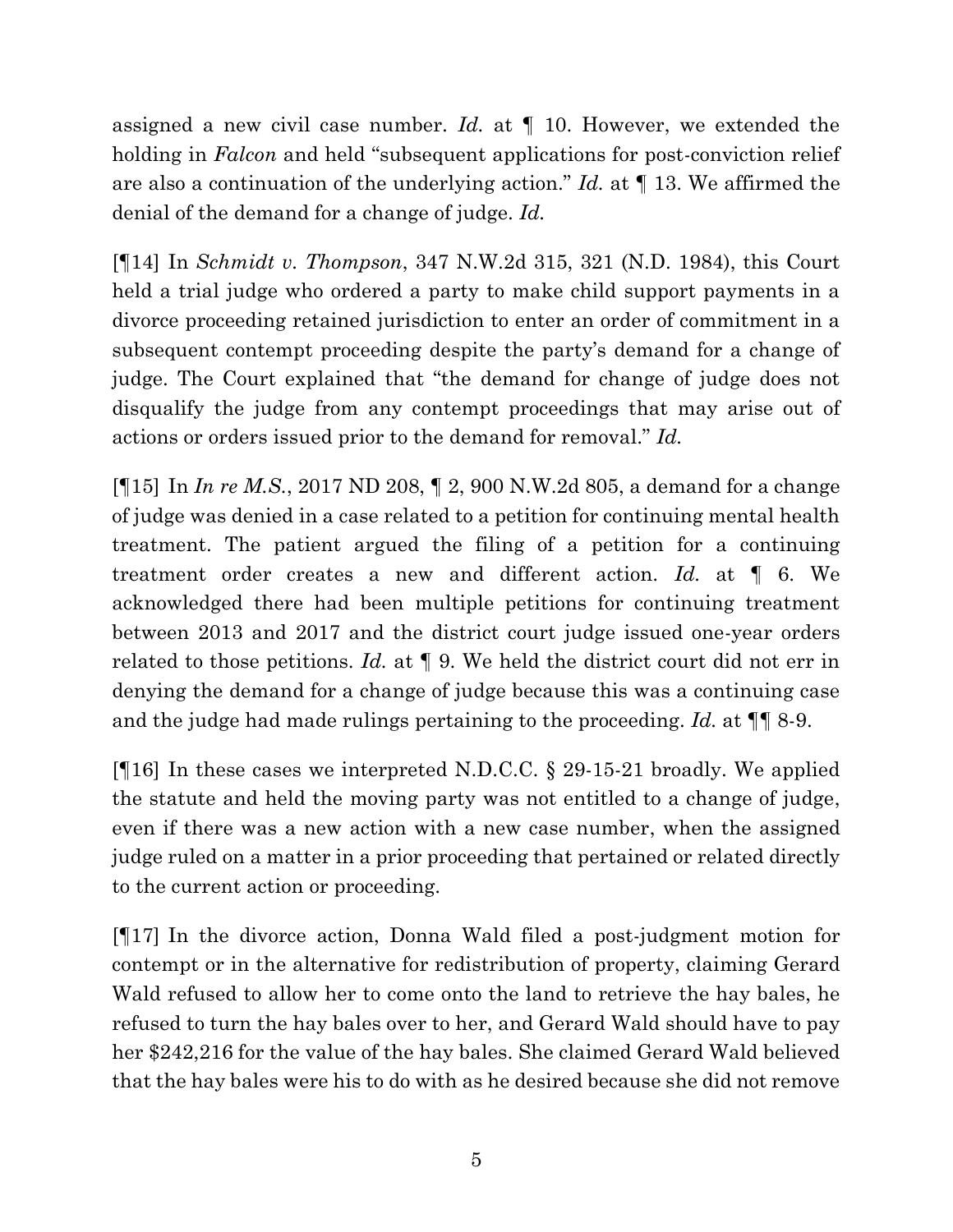assigned a new civil case number. *Id.* at ¶ 10. However, we extended the holding in *Falcon* and held "subsequent applications for post-conviction relief are also a continuation of the underlying action." *Id.* at ¶ 13. We affirmed the denial of the demand for a change of judge. *Id.*

[¶14] In *Schmidt v. Thompson*, 347 N.W.2d 315, 321 (N.D. 1984), this Court held a trial judge who ordered a party to make child support payments in a divorce proceeding retained jurisdiction to enter an order of commitment in a subsequent contempt proceeding despite the party's demand for a change of judge. The Court explained that "the demand for change of judge does not disqualify the judge from any contempt proceedings that may arise out of actions or orders issued prior to the demand for removal." *Id.*

[¶15] In *In re M.S.*, 2017 ND 208, ¶ 2, 900 N.W.2d 805, a demand for a change of judge was denied in a case related to a petition for continuing mental health treatment. The patient argued the filing of a petition for a continuing treatment order creates a new and different action. *Id.* at ¶ 6. We acknowledged there had been multiple petitions for continuing treatment between 2013 and 2017 and the district court judge issued one-year orders related to those petitions. *Id.* at ¶ 9. We held the district court did not err in denying the demand for a change of judge because this was a continuing case and the judge had made rulings pertaining to the proceeding. *Id.* at ¶¶ 8-9.

[¶16] In these cases we interpreted N.D.C.C. § 29-15-21 broadly. We applied the statute and held the moving party was not entitled to a change of judge, even if there was a new action with a new case number, when the assigned judge ruled on a matter in a prior proceeding that pertained or related directly to the current action or proceeding.

[¶17] In the divorce action, Donna Wald filed a post-judgment motion for contempt or in the alternative for redistribution of property, claiming Gerard Wald refused to allow her to come onto the land to retrieve the hay bales, he refused to turn the hay bales over to her, and Gerard Wald should have to pay her $242,216 for the value of the hay bales. She claimed Gerard Wald believed that the hay bales were his to do with as he desired because she did not remove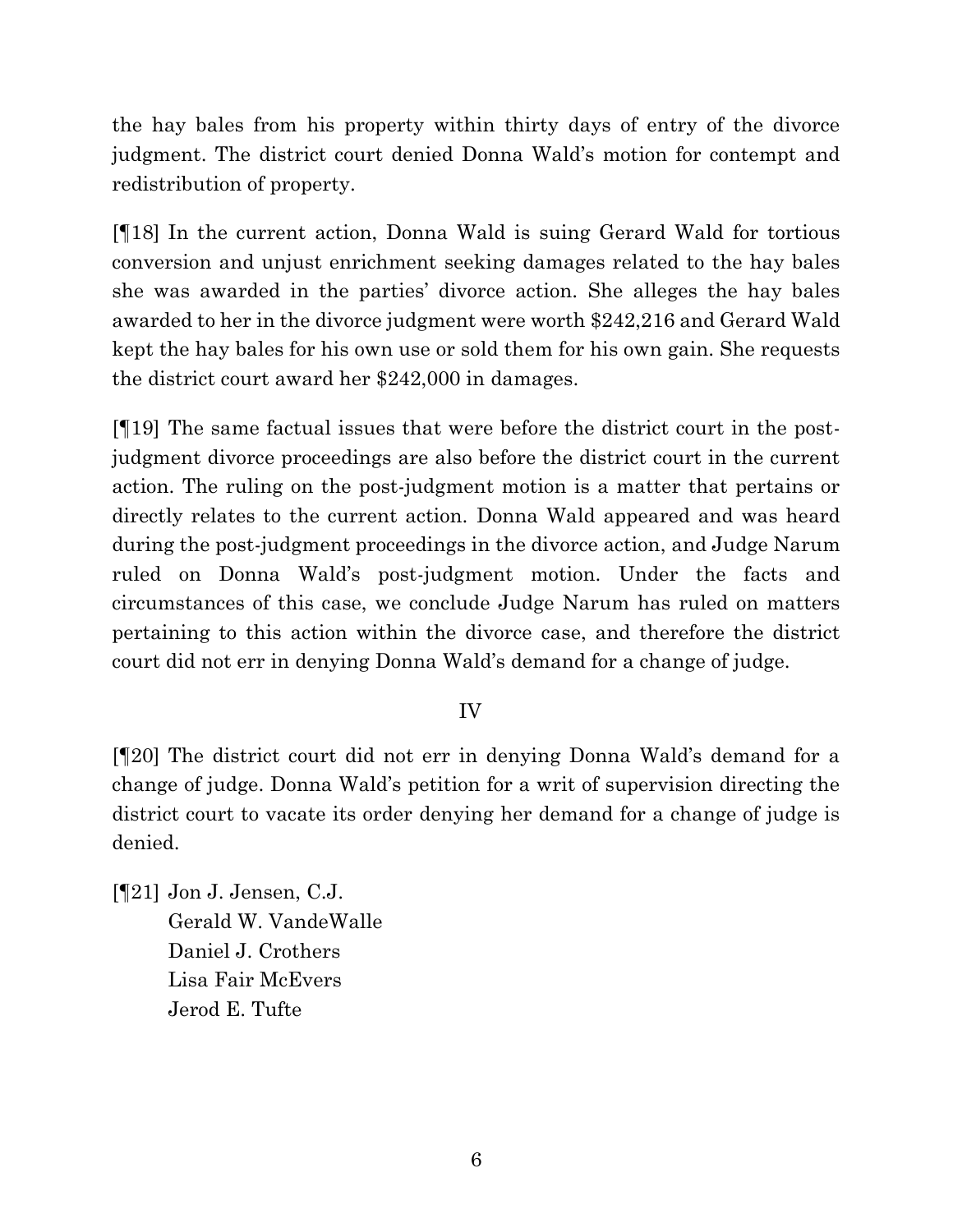the hay bales from his property within thirty days of entry of the divorce judgment. The district court denied Donna Wald's motion for contempt and redistribution of property.

[¶18] In the current action, Donna Wald is suing Gerard Wald for tortious conversion and unjust enrichment seeking damages related to the hay bales she was awarded in the parties' divorce action. She alleges the hay bales awarded to her in the divorce judgment were worth $242,216 and Gerard Wald kept the hay bales for his own use or sold them for his own gain. She requests the district court award her $242,000 in damages.

[¶19] The same factual issues that were before the district court in the post-judgment divorce proceedings are also before the district court in the current action. The ruling on the post-judgment motion is a matter that pertains or directly relates to the current action. Donna Wald appeared and was heard during the post-judgment proceedings in the divorce action, and Judge Narum ruled on Donna Wald's post-judgment motion. Under the facts and circumstances of this case, we conclude Judge Narum has ruled on matters pertaining to this action within the divorce case, and therefore the district court did not err in denying Donna Wald's demand for a change of judge.

## IV

[¶20] The district court did not err in denying Donna Wald's demand for a change of judge. Donna Wald's petition for a writ of supervision directing the district court to vacate its order denying her demand for a change of judge is denied.

[¶21] Jon J. Jensen, C.J.
Gerald W. VandeWalle
Daniel J. Crothers
Lisa Fair McEvers
Jerod E. Tufte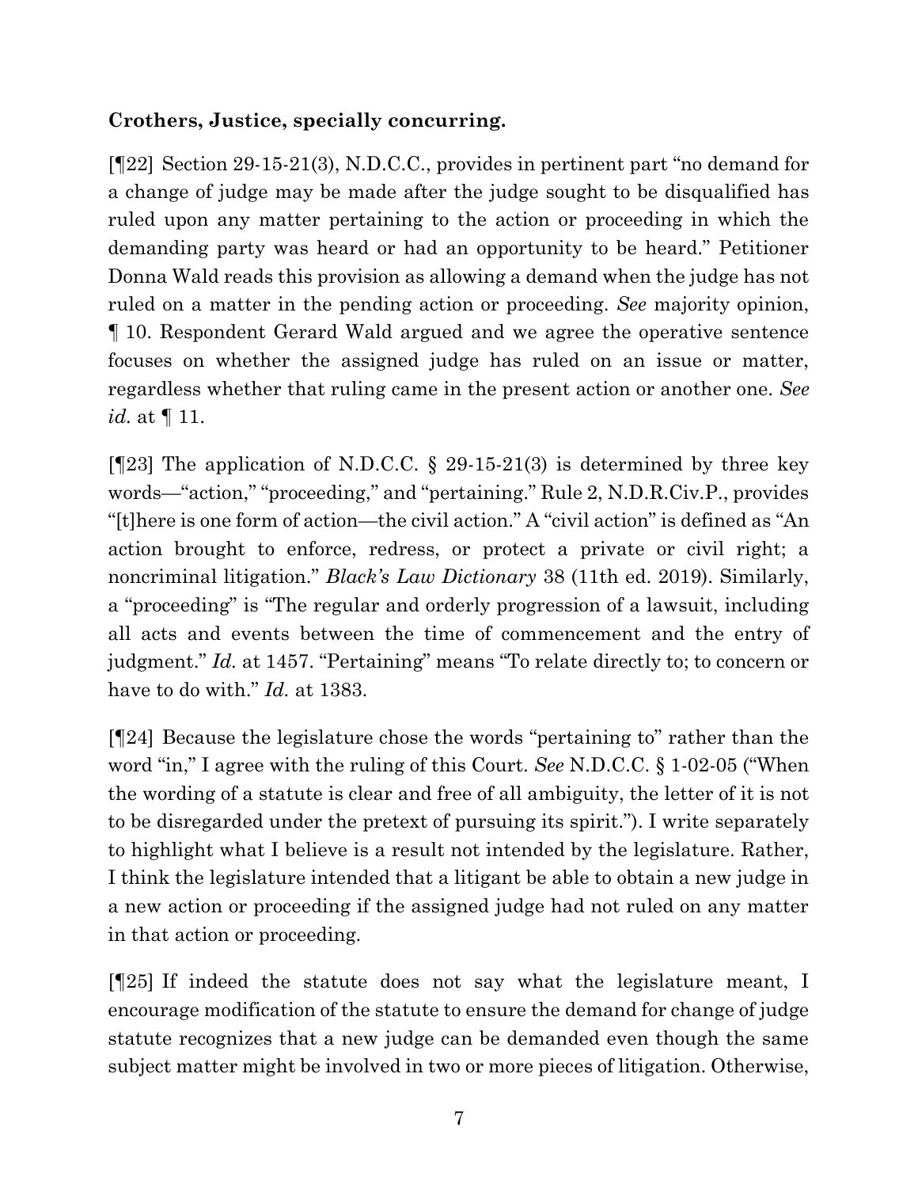**Crothers, Justice, specially concurring.**

[¶22] Section 29-15-21(3), N.D.C.C., provides in pertinent part "no demand for a change of judge may be made after the judge sought to be disqualified has ruled upon any matter pertaining to the action or proceeding in which the demanding party was heard or had an opportunity to be heard." Petitioner Donna Wald reads this provision as allowing a demand when the judge has not ruled on a matter in the pending action or proceeding. *See* majority opinion, ¶ 10. Respondent Gerard Wald argued and we agree the operative sentence focuses on whether the assigned judge has ruled on an issue or matter, regardless whether that ruling came in the present action or another one. *See id.* at ¶ 11.

[¶23] The application of N.D.C.C. § 29-15-21(3) is determined by three key words—"action," "proceeding," and "pertaining." Rule 2, N.D.R.Civ.P., provides "[t]here is one form of action—the civil action." A "civil action" is defined as "An action brought to enforce, redress, or protect a private or civil right; a noncriminal litigation." *Black's Law Dictionary* 38 (11th ed. 2019). Similarly, a "proceeding" is "The regular and orderly progression of a lawsuit, including all acts and events between the time of commencement and the entry of judgment." *Id.* at 1457. "Pertaining" means "To relate directly to; to concern or have to do with." *Id.* at 1383.

[¶24] Because the legislature chose the words "pertaining to" rather than the word "in," I agree with the ruling of this Court. *See* N.D.C.C. § 1-02-05 ("When the wording of a statute is clear and free of all ambiguity, the letter of it is not to be disregarded under the pretext of pursuing its spirit."). I write separately to highlight what I believe is a result not intended by the legislature. Rather, I think the legislature intended that a litigant be able to obtain a new judge in a new action or proceeding if the assigned judge had not ruled on any matter in that action or proceeding.

[¶25] If indeed the statute does not say what the legislature meant, I encourage modification of the statute to ensure the demand for change of judge statute recognizes that a new judge can be demanded even though the same subject matter might be involved in two or more pieces of litigation. Otherwise,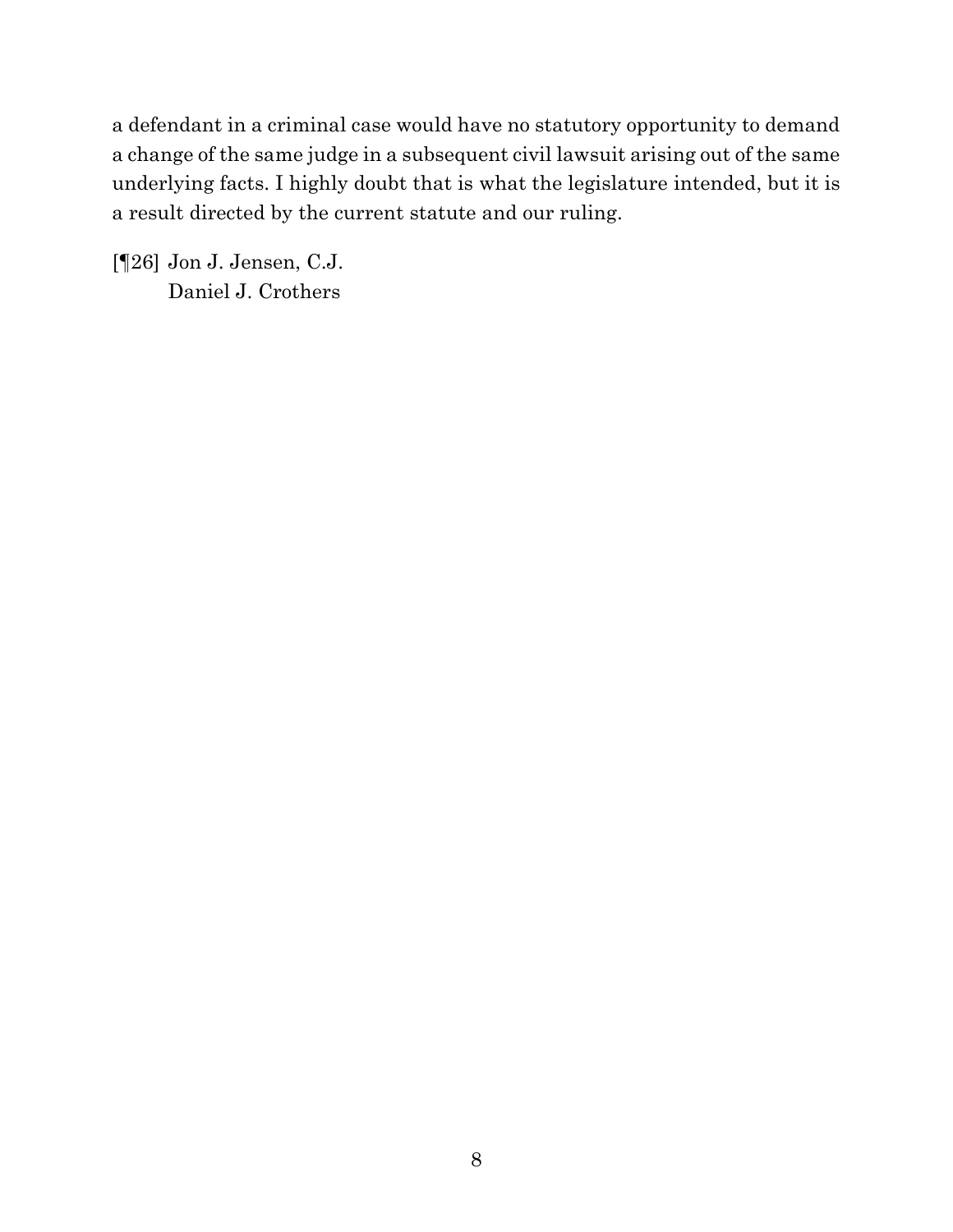a defendant in a criminal case would have no statutory opportunity to demand a change of the same judge in a subsequent civil lawsuit arising out of the same underlying facts. I highly doubt that is what the legislature intended, but it is a result directed by the current statute and our ruling.

[¶26] Jon J. Jensen, C.J.
Daniel J. Crothers